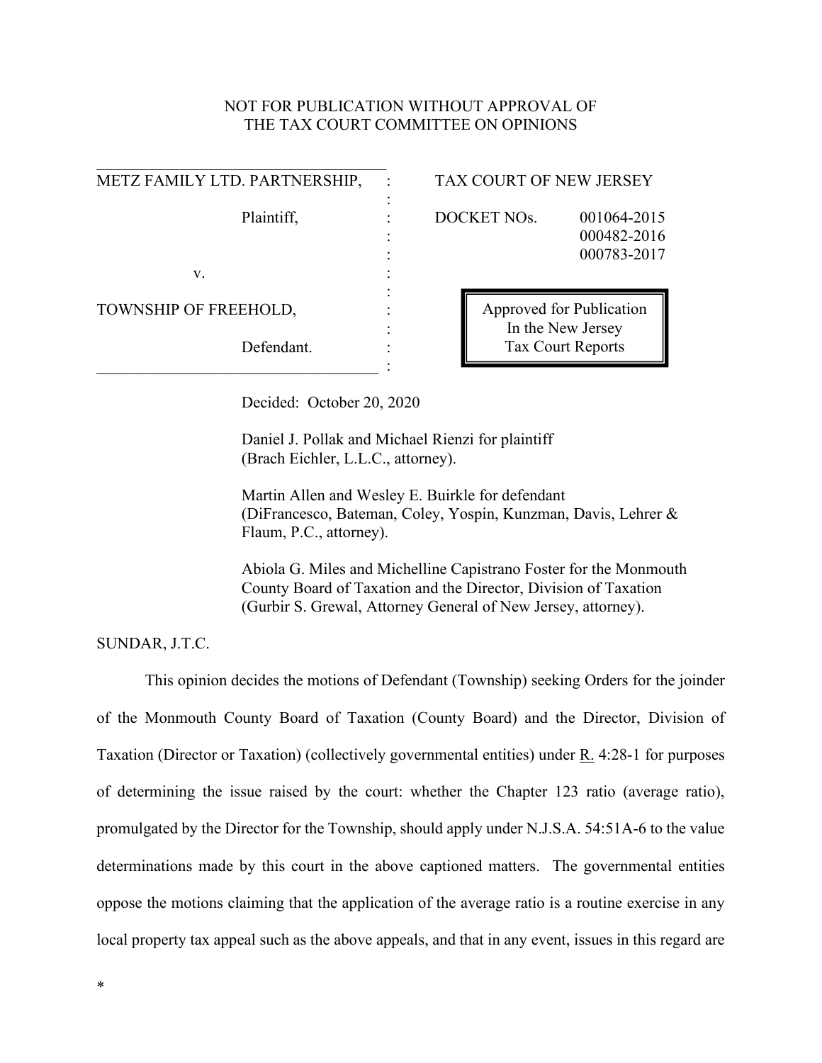NOT FOR PUBLICATION WITHOUT APPROVAL OF
THE TAX COURT COMMITTEE ON OPINIONS

| | | |
|---|---|---|
| METZ FAMILY LTD. PARTNERSHIP, | : | TAX COURT OF NEW JERSEY |
| Plaintiff, | : | DOCKET NOs. 001064-2015 |
| | : | 000482-2016 |
| v. | : | 000783-2017 |
| TOWNSHIP OF FREEHOLD, | : | |
| Defendant. | : | |

Approved for Publication
In the New Jersey
Tax Court Reports

Decided: October 20, 2020

Daniel J. Pollak and Michael Rienzi for plaintiff (Brach Eichler, L.L.C., attorney).

Martin Allen and Wesley E. Buirkle for defendant (DiFrancesco, Bateman, Coley, Yospin, Kunzman, Davis, Lehrer & Flaum, P.C., attorney).

Abiola G. Miles and Michelline Capistrano Foster for the Monmouth County Board of Taxation and the Director, Division of Taxation (Gurbir S. Grewal, Attorney General of New Jersey, attorney).

SUNDAR, J.T.C.

This opinion decides the motions of Defendant (Township) seeking Orders for the joinder of the Monmouth County Board of Taxation (County Board) and the Director, Division of Taxation (Director or Taxation) (collectively governmental entities) under R. 4:28-1 for purposes of determining the issue raised by the court: whether the Chapter 123 ratio (average ratio), promulgated by the Director for the Township, should apply under N.J.S.A. 54:51A-6 to the value determinations made by this court in the above captioned matters. The governmental entities oppose the motions claiming that the application of the average ratio is a routine exercise in any local property tax appeal such as the above appeals, and that in any event, issues in this regard are

*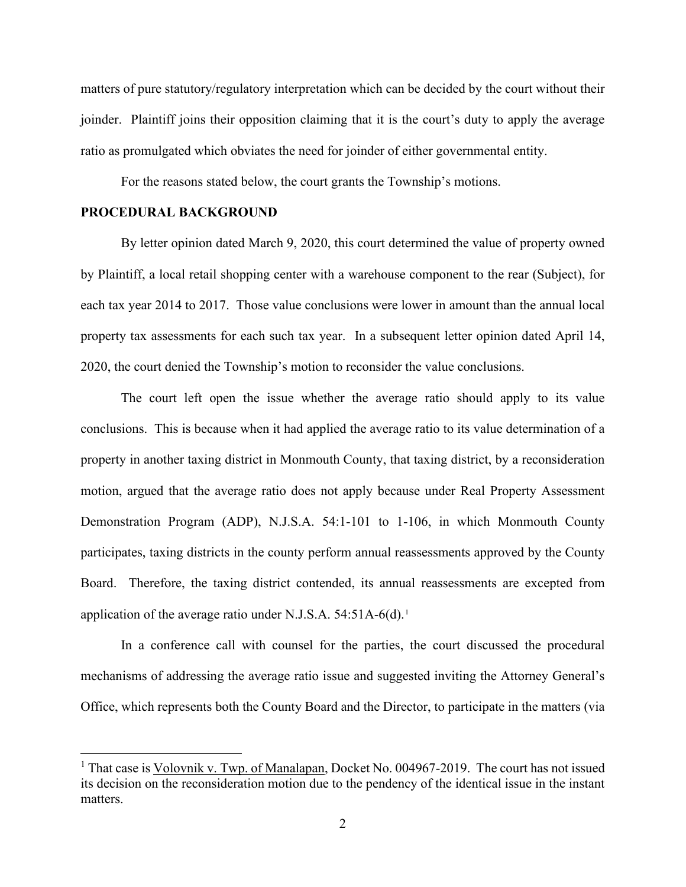matters of pure statutory/regulatory interpretation which can be decided by the court without their joinder. Plaintiff joins their opposition claiming that it is the court's duty to apply the average ratio as promulgated which obviates the need for joinder of either governmental entity.

For the reasons stated below, the court grants the Township's motions.

**PROCEDURAL BACKGROUND**

By letter opinion dated March 9, 2020, this court determined the value of property owned by Plaintiff, a local retail shopping center with a warehouse component to the rear (Subject), for each tax year 2014 to 2017. Those value conclusions were lower in amount than the annual local property tax assessments for each such tax year. In a subsequent letter opinion dated April 14, 2020, the court denied the Township's motion to reconsider the value conclusions.

The court left open the issue whether the average ratio should apply to its value conclusions. This is because when it had applied the average ratio to its value determination of a property in another taxing district in Monmouth County, that taxing district, by a reconsideration motion, argued that the average ratio does not apply because under Real Property Assessment Demonstration Program (ADP), N.J.S.A. 54:1-101 to 1-106, in which Monmouth County participates, taxing districts in the county perform annual reassessments approved by the County Board. Therefore, the taxing district contended, its annual reassessments are excepted from application of the average ratio under N.J.S.A. 54:51A-6(d).[1]

In a conference call with counsel for the parties, the court discussed the procedural mechanisms of addressing the average ratio issue and suggested inviting the Attorney General's Office, which represents both the County Board and the Director, to participate in the matters (via

---

[1] That case is Volovnik v. Twp. of Manalapan, Docket No. 004967-2019. The court has not issued its decision on the reconsideration motion due to the pendency of the identical issue in the instant matters.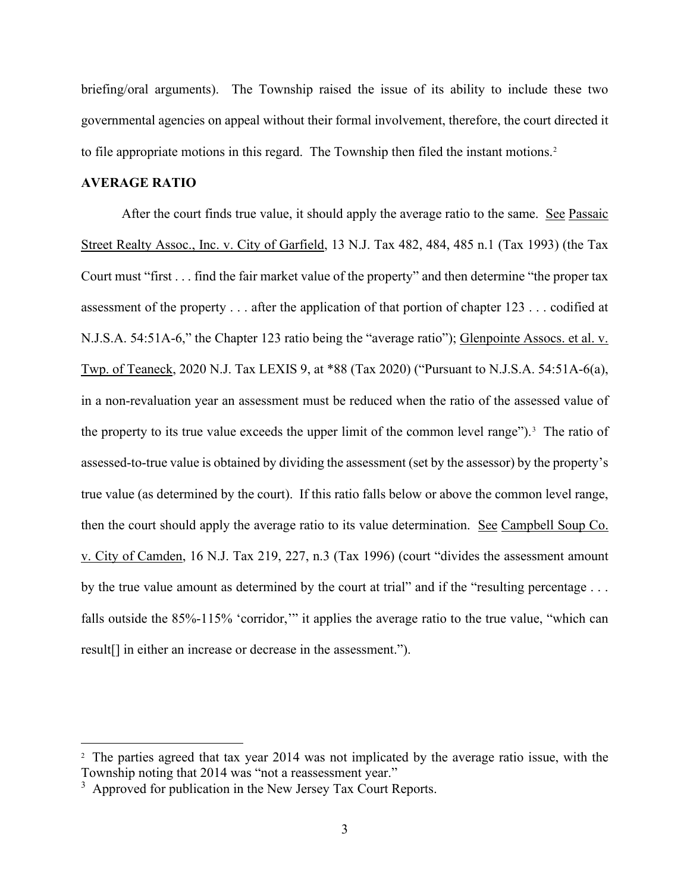briefing/oral arguments). The Township raised the issue of its ability to include these two governmental agencies on appeal without their formal involvement, therefore, the court directed it to file appropriate motions in this regard. The Township then filed the instant motions.[2]

**AVERAGE RATIO**

After the court finds true value, it should apply the average ratio to the same. See Passaic Street Realty Assoc., Inc. v. City of Garfield, 13 N.J. Tax 482, 484, 485 n.1 (Tax 1993) (the Tax Court must "first . . . find the fair market value of the property" and then determine "the proper tax assessment of the property . . . after the application of that portion of chapter 123 . . . codified at N.J.S.A. 54:51A-6," the Chapter 123 ratio being the "average ratio"); Glenpointe Assocs. et al. v. Twp. of Teaneck, 2020 N.J. Tax LEXIS 9, at *88 (Tax 2020) ("Pursuant to N.J.S.A. 54:51A-6(a), in a non-revaluation year an assessment must be reduced when the ratio of the assessed value of the property to its true value exceeds the upper limit of the common level range").[3] The ratio of assessed-to-true value is obtained by dividing the assessment (set by the assessor) by the property's true value (as determined by the court). If this ratio falls below or above the common level range, then the court should apply the average ratio to its value determination. See Campbell Soup Co. v. City of Camden, 16 N.J. Tax 219, 227, n.3 (Tax 1996) (court "divides the assessment amount by the true value amount as determined by the court at trial" and if the "resulting percentage . . . falls outside the 85%-115% 'corridor,'" it applies the average ratio to the true value, "which can result[] in either an increase or decrease in the assessment.").

---

[2] The parties agreed that tax year 2014 was not implicated by the average ratio issue, with the Township noting that 2014 was "not a reassessment year."

[3] Approved for publication in the New Jersey Tax Court Reports.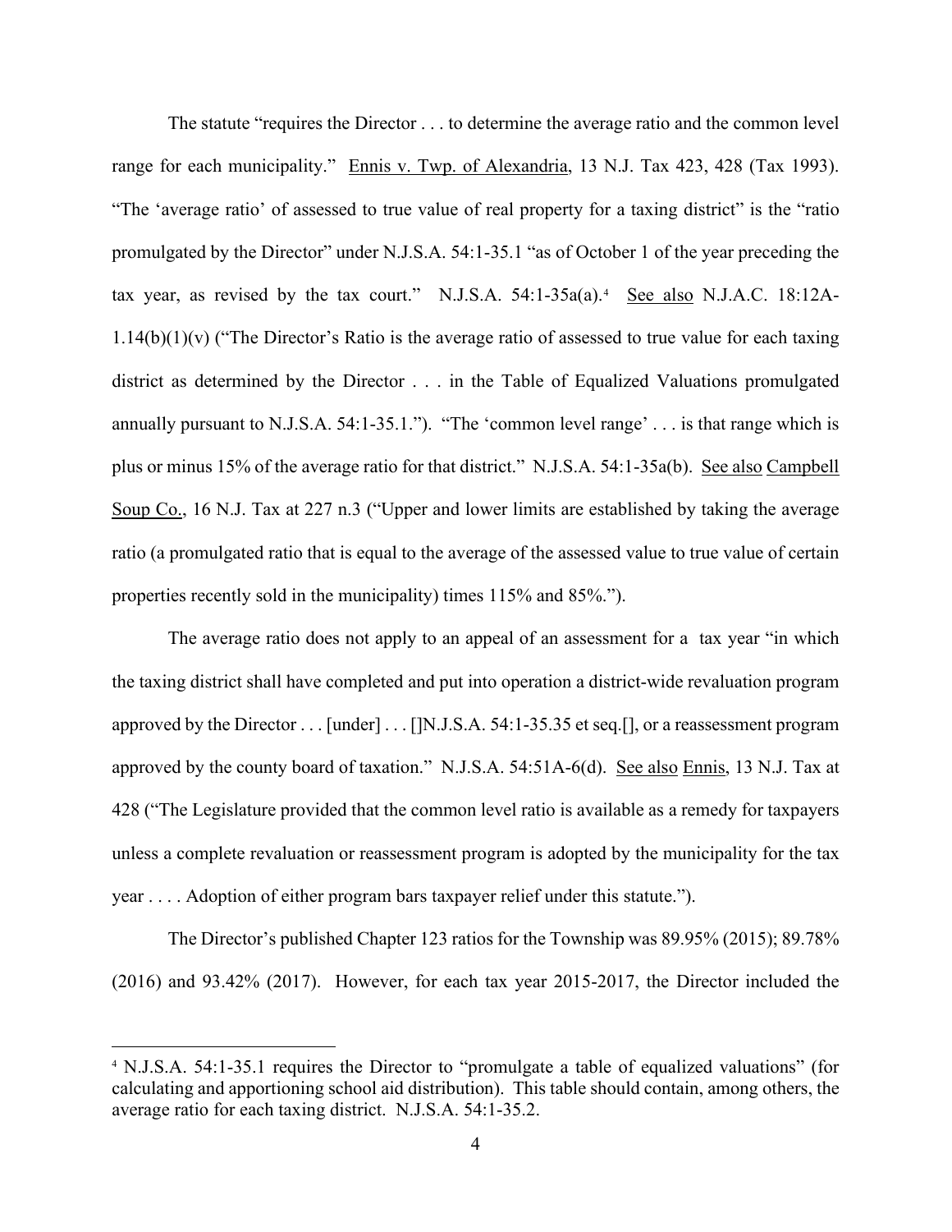The statute "requires the Director . . . to determine the average ratio and the common level range for each municipality." Ennis v. Twp. of Alexandria, 13 N.J. Tax 423, 428 (Tax 1993). "The 'average ratio' of assessed to true value of real property for a taxing district" is the "ratio promulgated by the Director" under N.J.S.A. 54:1-35.1 "as of October 1 of the year preceding the tax year, as revised by the tax court." N.J.S.A. 54:1-35a(a).[4] See also N.J.A.C. 18:12A-1.14(b)(1)(v) ("The Director's Ratio is the average ratio of assessed to true value for each taxing district as determined by the Director . . . in the Table of Equalized Valuations promulgated annually pursuant to N.J.S.A. 54:1-35.1."). "The 'common level range' . . . is that range which is plus or minus 15% of the average ratio for that district." N.J.S.A. 54:1-35a(b). See also Campbell Soup Co., 16 N.J. Tax at 227 n.3 ("Upper and lower limits are established by taking the average ratio (a promulgated ratio that is equal to the average of the assessed value to true value of certain properties recently sold in the municipality) times 115% and 85%.").

The average ratio does not apply to an appeal of an assessment for a tax year "in which the taxing district shall have completed and put into operation a district-wide revaluation program approved by the Director . . . [under] . . . []N.J.S.A. 54:1-35.35 et seq.[], or a reassessment program approved by the county board of taxation." N.J.S.A. 54:51A-6(d). See also Ennis, 13 N.J. Tax at 428 ("The Legislature provided that the common level ratio is available as a remedy for taxpayers unless a complete revaluation or reassessment program is adopted by the municipality for the tax year . . . . Adoption of either program bars taxpayer relief under this statute.").

The Director's published Chapter 123 ratios for the Township was 89.95% (2015); 89.78% (2016) and 93.42% (2017). However, for each tax year 2015-2017, the Director included the

---

[4] N.J.S.A. 54:1-35.1 requires the Director to "promulgate a table of equalized valuations" (for calculating and apportioning school aid distribution). This table should contain, among others, the average ratio for each taxing district. N.J.S.A. 54:1-35.2.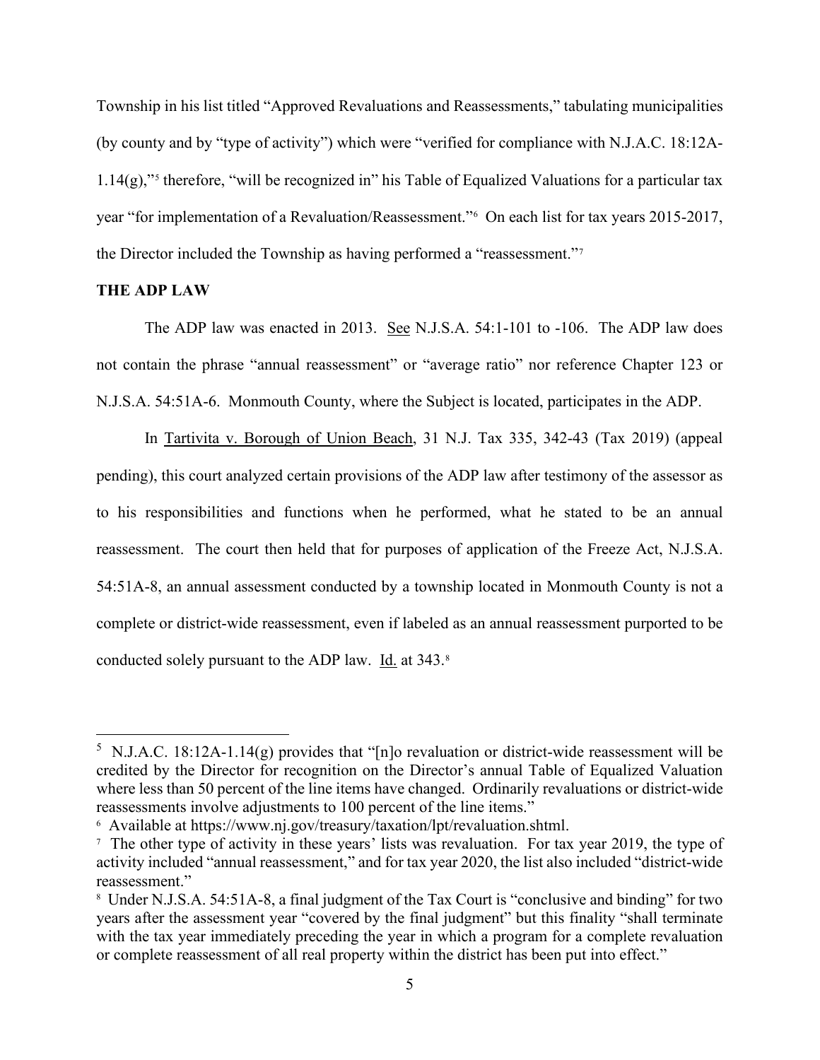Township in his list titled "Approved Revaluations and Reassessments," tabulating municipalities (by county and by "type of activity") which were "verified for compliance with N.J.A.C. 18:12A-1.14(g),"[5] therefore, "will be recognized in" his Table of Equalized Valuations for a particular tax year "for implementation of a Revaluation/Reassessment."[6] On each list for tax years 2015-2017, the Director included the Township as having performed a "reassessment."[7]

**THE ADP LAW**

The ADP law was enacted in 2013. See N.J.S.A. 54:1-101 to -106. The ADP law does not contain the phrase "annual reassessment" or "average ratio" nor reference Chapter 123 or N.J.S.A. 54:51A-6. Monmouth County, where the Subject is located, participates in the ADP.

In Tartivita v. Borough of Union Beach, 31 N.J. Tax 335, 342-43 (Tax 2019) (appeal pending), this court analyzed certain provisions of the ADP law after testimony of the assessor as to his responsibilities and functions when he performed, what he stated to be an annual reassessment. The court then held that for purposes of application of the Freeze Act, N.J.S.A. 54:51A-8, an annual assessment conducted by a township located in Monmouth County is not a complete or district-wide reassessment, even if labeled as an annual reassessment purported to be conducted solely pursuant to the ADP law. Id. at 343.[8]

---

[5] N.J.A.C. 18:12A-1.14(g) provides that "[n]o revaluation or district-wide reassessment will be credited by the Director for recognition on the Director's annual Table of Equalized Valuation where less than 50 percent of the line items have changed. Ordinarily revaluations or district-wide reassessments involve adjustments to 100 percent of the line items."

[6] Available at https://www.nj.gov/treasury/taxation/lpt/revaluation.shtml.

[7] The other type of activity in these years' lists was revaluation. For tax year 2019, the type of activity included "annual reassessment," and for tax year 2020, the list also included "district-wide reassessment."

[8] Under N.J.S.A. 54:51A-8, a final judgment of the Tax Court is "conclusive and binding" for two years after the assessment year "covered by the final judgment" but this finality "shall terminate with the tax year immediately preceding the year in which a program for a complete revaluation or complete reassessment of all real property within the district has been put into effect."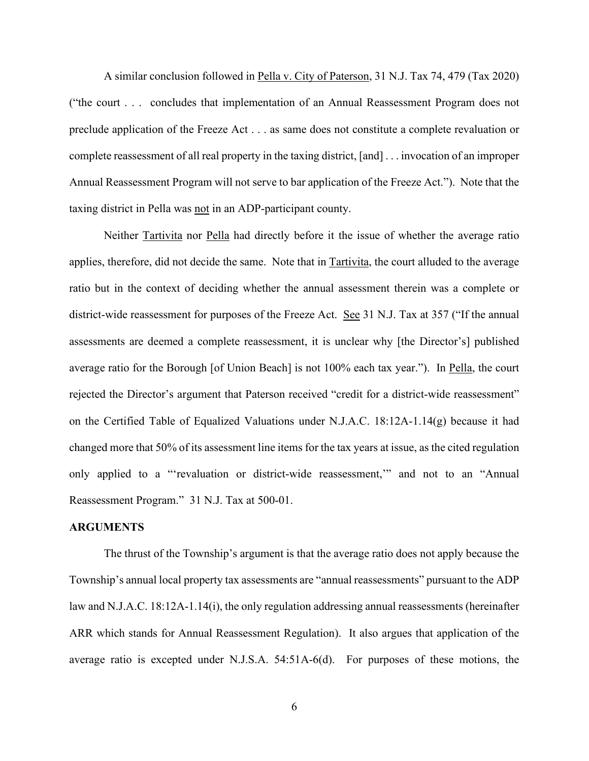A similar conclusion followed in Pella v. City of Paterson, 31 N.J. Tax 74, 479 (Tax 2020) ("the court . . . concludes that implementation of an Annual Reassessment Program does not preclude application of the Freeze Act . . . as same does not constitute a complete revaluation or complete reassessment of all real property in the taxing district, [and] . . . invocation of an improper Annual Reassessment Program will not serve to bar application of the Freeze Act."). Note that the taxing district in Pella was not in an ADP-participant county.

Neither Tartivita nor Pella had directly before it the issue of whether the average ratio applies, therefore, did not decide the same. Note that in Tartivita, the court alluded to the average ratio but in the context of deciding whether the annual assessment therein was a complete or district-wide reassessment for purposes of the Freeze Act. See 31 N.J. Tax at 357 ("If the annual assessments are deemed a complete reassessment, it is unclear why [the Director's] published average ratio for the Borough [of Union Beach] is not 100% each tax year."). In Pella, the court rejected the Director's argument that Paterson received "credit for a district-wide reassessment" on the Certified Table of Equalized Valuations under N.J.A.C. 18:12A-1.14(g) because it had changed more that 50% of its assessment line items for the tax years at issue, as the cited regulation only applied to a "'revaluation or district-wide reassessment,'" and not to an "Annual Reassessment Program." 31 N.J. Tax at 500-01.

**ARGUMENTS**

The thrust of the Township's argument is that the average ratio does not apply because the Township's annual local property tax assessments are "annual reassessments" pursuant to the ADP law and N.J.A.C. 18:12A-1.14(i), the only regulation addressing annual reassessments (hereinafter ARR which stands for Annual Reassessment Regulation). It also argues that application of the average ratio is excepted under N.J.S.A. 54:51A-6(d). For purposes of these motions, the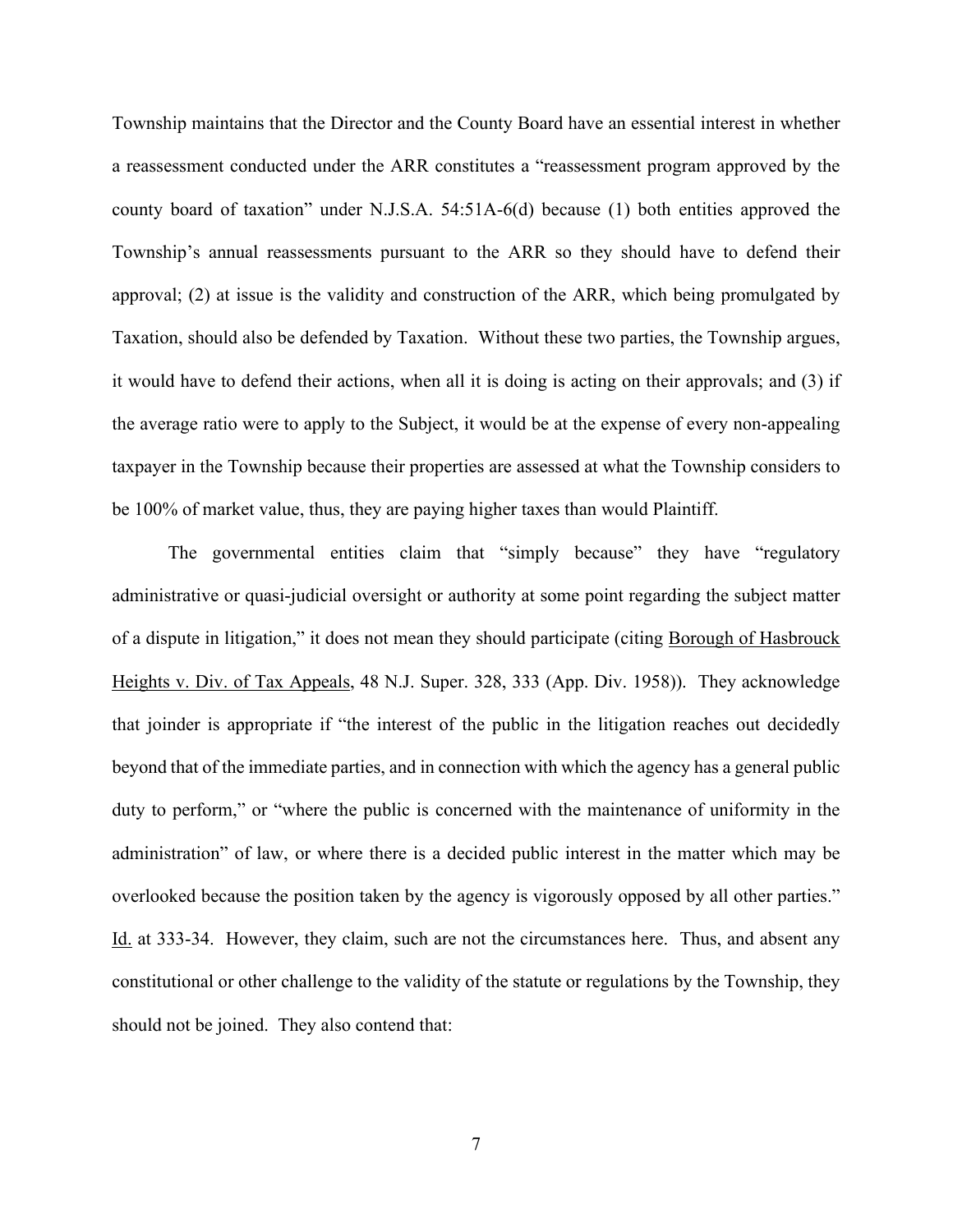Township maintains that the Director and the County Board have an essential interest in whether a reassessment conducted under the ARR constitutes a "reassessment program approved by the county board of taxation" under N.J.S.A. 54:51A-6(d) because (1) both entities approved the Township's annual reassessments pursuant to the ARR so they should have to defend their approval; (2) at issue is the validity and construction of the ARR, which being promulgated by Taxation, should also be defended by Taxation. Without these two parties, the Township argues, it would have to defend their actions, when all it is doing is acting on their approvals; and (3) if the average ratio were to apply to the Subject, it would be at the expense of every non-appealing taxpayer in the Township because their properties are assessed at what the Township considers to be 100% of market value, thus, they are paying higher taxes than would Plaintiff.

The governmental entities claim that "simply because" they have "regulatory administrative or quasi-judicial oversight or authority at some point regarding the subject matter of a dispute in litigation," it does not mean they should participate (citing <u>Borough of Hasbrouck Heights v. Div. of Tax Appeals</u>, 48 N.J. Super. 328, 333 (App. Div. 1958)). They acknowledge that joinder is appropriate if "the interest of the public in the litigation reaches out decidedly beyond that of the immediate parties, and in connection with which the agency has a general public duty to perform," or "where the public is concerned with the maintenance of uniformity in the administration" of law, or where there is a decided public interest in the matter which may be overlooked because the position taken by the agency is vigorously opposed by all other parties." <u>Id.</u> at 333-34. However, they claim, such are not the circumstances here. Thus, and absent any constitutional or other challenge to the validity of the statute or regulations by the Township, they should not be joined. They also contend that: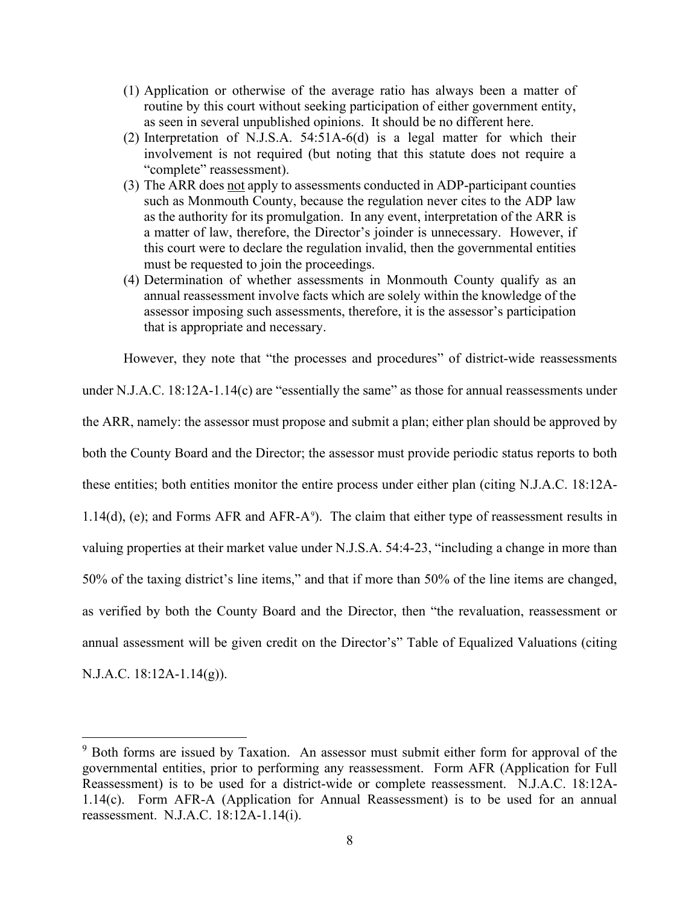(1) Application or otherwise of the average ratio has always been a matter of routine by this court without seeking participation of either government entity, as seen in several unpublished opinions. It should be no different here.

(2) Interpretation of N.J.S.A. 54:51A-6(d) is a legal matter for which their involvement is not required (but noting that this statute does not require a "complete" reassessment).

(3) The ARR does <u>not</u> apply to assessments conducted in ADP-participant counties such as Monmouth County, because the regulation never cites to the ADP law as the authority for its promulgation. In any event, interpretation of the ARR is a matter of law, therefore, the Director's joinder is unnecessary. However, if this court were to declare the regulation invalid, then the governmental entities must be requested to join the proceedings.

(4) Determination of whether assessments in Monmouth County qualify as an annual reassessment involve facts which are solely within the knowledge of the assessor imposing such assessments, therefore, it is the assessor's participation that is appropriate and necessary.

However, they note that "the processes and procedures" of district-wide reassessments under N.J.A.C. 18:12A-1.14(c) are "essentially the same" as those for annual reassessments under the ARR, namely: the assessor must propose and submit a plan; either plan should be approved by both the County Board and the Director; the assessor must provide periodic status reports to both these entities; both entities monitor the entire process under either plan (citing N.J.A.C. 18:12A-1.14(d), (e); and Forms AFR and AFR-A[9]). The claim that either type of reassessment results in valuing properties at their market value under N.J.S.A. 54:4-23, "including a change in more than 50% of the taxing district's line items," and that if more than 50% of the line items are changed, as verified by both the County Board and the Director, then "the revaluation, reassessment or annual assessment will be given credit on the Director's" Table of Equalized Valuations (citing N.J.A.C. 18:12A-1.14(g)).

---

[9] Both forms are issued by Taxation. An assessor must submit either form for approval of the governmental entities, prior to performing any reassessment. Form AFR (Application for Full Reassessment) is to be used for a district-wide or complete reassessment. N.J.A.C. 18:12A-1.14(c). Form AFR-A (Application for Annual Reassessment) is to be used for an annual reassessment. N.J.A.C. 18:12A-1.14(i).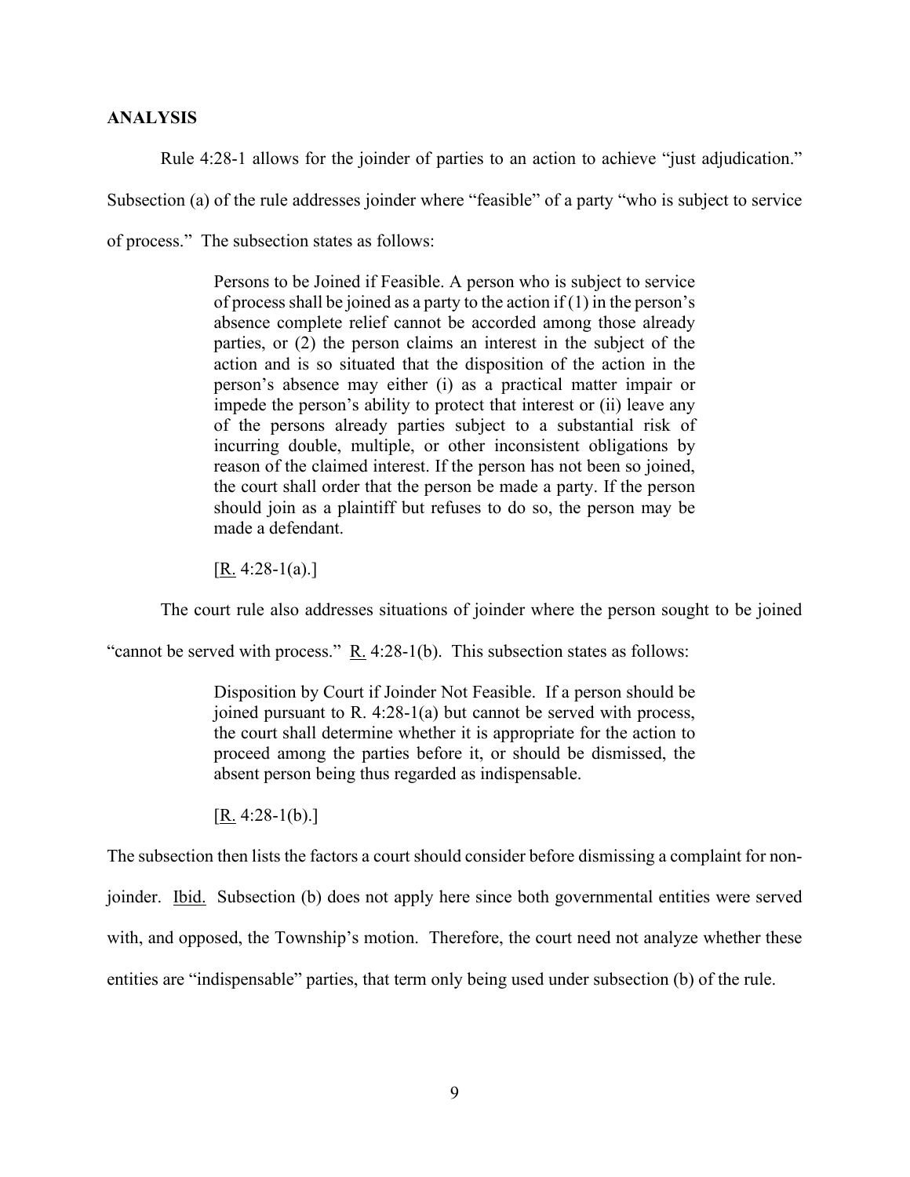**ANALYSIS**

Rule 4:28-1 allows for the joinder of parties to an action to achieve "just adjudication." Subsection (a) of the rule addresses joinder where "feasible" of a party "who is subject to service of process." The subsection states as follows:

> Persons to be Joined if Feasible. A person who is subject to service of process shall be joined as a party to the action if (1) in the person's absence complete relief cannot be accorded among those already parties, or (2) the person claims an interest in the subject of the action and is so situated that the disposition of the action in the person's absence may either (i) as a practical matter impair or impede the person's ability to protect that interest or (ii) leave any of the persons already parties subject to a substantial risk of incurring double, multiple, or other inconsistent obligations by reason of the claimed interest. If the person has not been so joined, the court shall order that the person be made a party. If the person should join as a plaintiff but refuses to do so, the person may be made a defendant.
>
> [R. 4:28-1(a).]

The court rule also addresses situations of joinder where the person sought to be joined "cannot be served with process." R. 4:28-1(b). This subsection states as follows:

> Disposition by Court if Joinder Not Feasible. If a person should be joined pursuant to R. 4:28-1(a) but cannot be served with process, the court shall determine whether it is appropriate for the action to proceed among the parties before it, or should be dismissed, the absent person being thus regarded as indispensable.
>
> [R. 4:28-1(b).]

The subsection then lists the factors a court should consider before dismissing a complaint for non-joinder. Ibid. Subsection (b) does not apply here since both governmental entities were served with, and opposed, the Township's motion. Therefore, the court need not analyze whether these entities are "indispensable" parties, that term only being used under subsection (b) of the rule.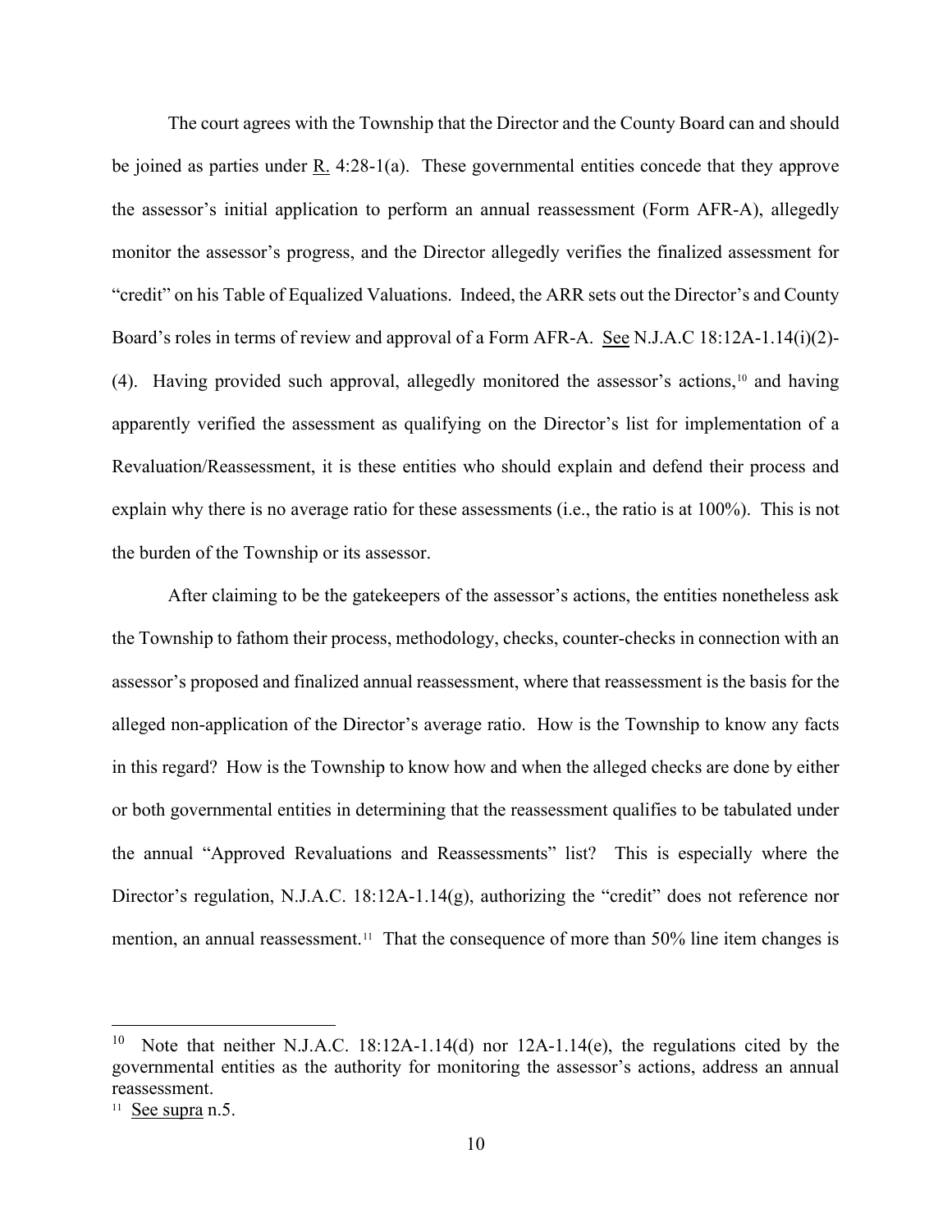The court agrees with the Township that the Director and the County Board can and should be joined as parties under R. 4:28-1(a). These governmental entities concede that they approve the assessor's initial application to perform an annual reassessment (Form AFR-A), allegedly monitor the assessor's progress, and the Director allegedly verifies the finalized assessment for "credit" on his Table of Equalized Valuations. Indeed, the ARR sets out the Director's and County Board's roles in terms of review and approval of a Form AFR-A. See N.J.A.C 18:12A-1.14(i)(2)-(4). Having provided such approval, allegedly monitored the assessor's actions,[10] and having apparently verified the assessment as qualifying on the Director's list for implementation of a Revaluation/Reassessment, it is these entities who should explain and defend their process and explain why there is no average ratio for these assessments (i.e., the ratio is at 100%). This is not the burden of the Township or its assessor.

After claiming to be the gatekeepers of the assessor's actions, the entities nonetheless ask the Township to fathom their process, methodology, checks, counter-checks in connection with an assessor's proposed and finalized annual reassessment, where that reassessment is the basis for the alleged non-application of the Director's average ratio. How is the Township to know any facts in this regard? How is the Township to know how and when the alleged checks are done by either or both governmental entities in determining that the reassessment qualifies to be tabulated under the annual "Approved Revaluations and Reassessments" list? This is especially where the Director's regulation, N.J.A.C. 18:12A-1.14(g), authorizing the "credit" does not reference nor mention, an annual reassessment.[11] That the consequence of more than 50% line item changes is

---

[10] Note that neither N.J.A.C. 18:12A-1.14(d) nor 12A-1.14(e), the regulations cited by the governmental entities as the authority for monitoring the assessor's actions, address an annual reassessment.

[11] See supra n.5.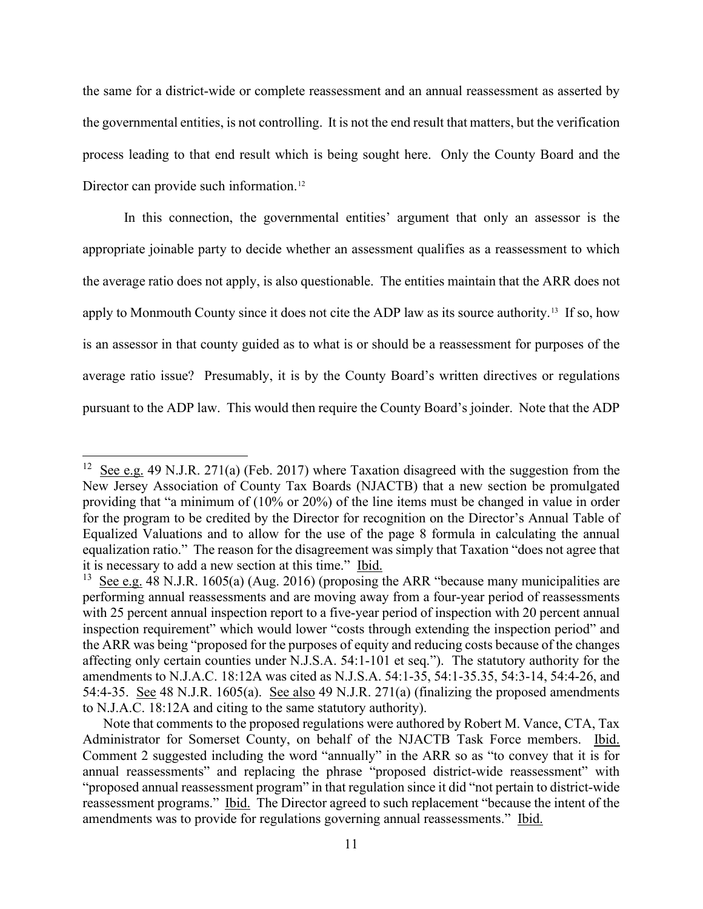the same for a district-wide or complete reassessment and an annual reassessment as asserted by the governmental entities, is not controlling. It is not the end result that matters, but the verification process leading to that end result which is being sought here. Only the County Board and the Director can provide such information.[12]

In this connection, the governmental entities' argument that only an assessor is the appropriate joinable party to decide whether an assessment qualifies as a reassessment to which the average ratio does not apply, is also questionable. The entities maintain that the ARR does not apply to Monmouth County since it does not cite the ADP law as its source authority.[13] If so, how is an assessor in that county guided as to what is or should be a reassessment for purposes of the average ratio issue? Presumably, it is by the County Board's written directives or regulations pursuant to the ADP law. This would then require the County Board's joinder. Note that the ADP

---

[12] See e.g. 49 N.J.R. 271(a) (Feb. 2017) where Taxation disagreed with the suggestion from the New Jersey Association of County Tax Boards (NJACTB) that a new section be promulgated providing that "a minimum of (10% or 20%) of the line items must be changed in value in order for the program to be credited by the Director for recognition on the Director's Annual Table of Equalized Valuations and to allow for the use of the page 8 formula in calculating the annual equalization ratio." The reason for the disagreement was simply that Taxation "does not agree that it is necessary to add a new section at this time." Ibid.

[13] See e.g. 48 N.J.R. 1605(a) (Aug. 2016) (proposing the ARR "because many municipalities are performing annual reassessments and are moving away from a four-year period of reassessments with 25 percent annual inspection report to a five-year period of inspection with 20 percent annual inspection requirement" which would lower "costs through extending the inspection period" and the ARR was being "proposed for the purposes of equity and reducing costs because of the changes affecting only certain counties under N.J.S.A. 54:1-101 et seq."). The statutory authority for the amendments to N.J.A.C. 18:12A was cited as N.J.S.A. 54:1-35, 54:1-35.35, 54:3-14, 54:4-26, and 54:4-35. See 48 N.J.R. 1605(a). See also 49 N.J.R. 271(a) (finalizing the proposed amendments to N.J.A.C. 18:12A and citing to the same statutory authority).

Note that comments to the proposed regulations were authored by Robert M. Vance, CTA, Tax Administrator for Somerset County, on behalf of the NJACTB Task Force members. Ibid. Comment 2 suggested including the word "annually" in the ARR so as "to convey that it is for annual reassessments" and replacing the phrase "proposed district-wide reassessment" with "proposed annual reassessment program" in that regulation since it did "not pertain to district-wide reassessment programs." Ibid. The Director agreed to such replacement "because the intent of the amendments was to provide for regulations governing annual reassessments." Ibid.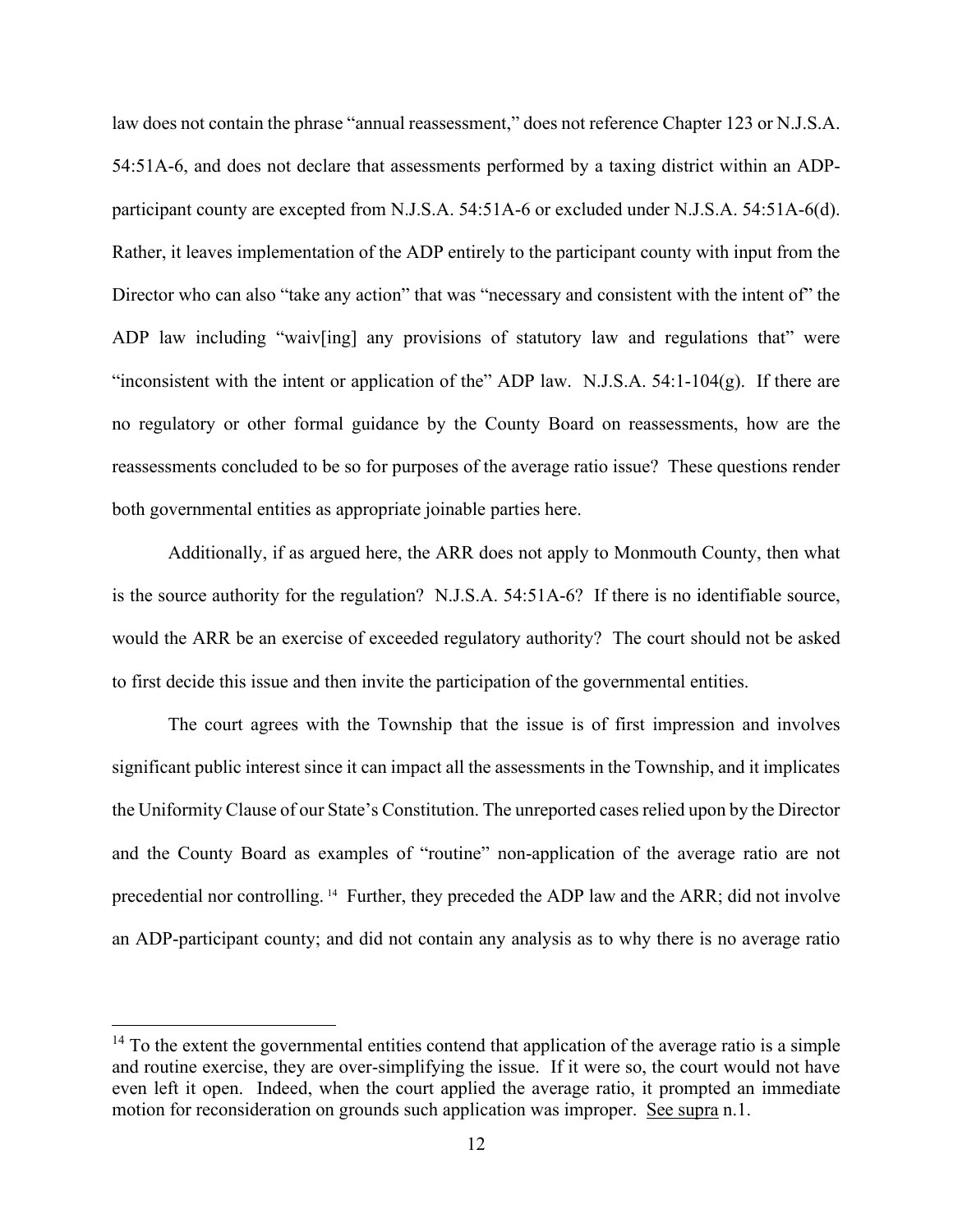law does not contain the phrase "annual reassessment," does not reference Chapter 123 or N.J.S.A. 54:51A-6, and does not declare that assessments performed by a taxing district within an ADP-participant county are excepted from N.J.S.A. 54:51A-6 or excluded under N.J.S.A. 54:51A-6(d). Rather, it leaves implementation of the ADP entirely to the participant county with input from the Director who can also "take any action" that was "necessary and consistent with the intent of" the ADP law including "waiv[ing] any provisions of statutory law and regulations that" were "inconsistent with the intent or application of the" ADP law. N.J.S.A. 54:1-104(g). If there are no regulatory or other formal guidance by the County Board on reassessments, how are the reassessments concluded to be so for purposes of the average ratio issue? These questions render both governmental entities as appropriate joinable parties here.

Additionally, if as argued here, the ARR does not apply to Monmouth County, then what is the source authority for the regulation? N.J.S.A. 54:51A-6? If there is no identifiable source, would the ARR be an exercise of exceeded regulatory authority? The court should not be asked to first decide this issue and then invite the participation of the governmental entities.

The court agrees with the Township that the issue is of first impression and involves significant public interest since it can impact all the assessments in the Township, and it implicates the Uniformity Clause of our State's Constitution. The unreported cases relied upon by the Director and the County Board as examples of "routine" non-application of the average ratio are not precedential nor controlling. [14] Further, they preceded the ADP law and the ARR; did not involve an ADP-participant county; and did not contain any analysis as to why there is no average ratio

---

[14] To the extent the governmental entities contend that application of the average ratio is a simple and routine exercise, they are over-simplifying the issue. If it were so, the court would not have even left it open. Indeed, when the court applied the average ratio, it prompted an immediate motion for reconsideration on grounds such application was improper. See supra n.1.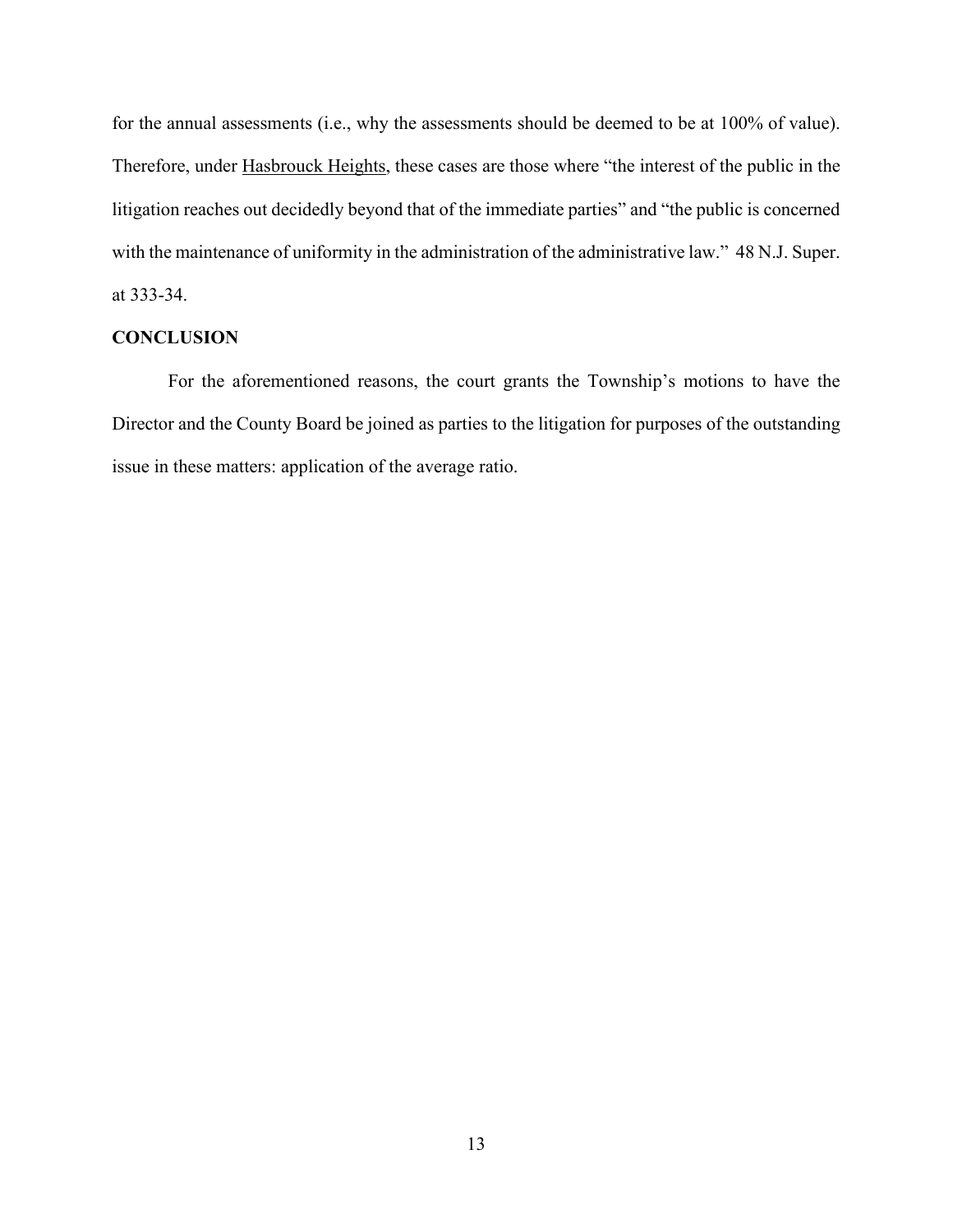for the annual assessments (i.e., why the assessments should be deemed to be at 100% of value). Therefore, under Hasbrouck Heights, these cases are those where "the interest of the public in the litigation reaches out decidedly beyond that of the immediate parties" and "the public is concerned with the maintenance of uniformity in the administration of the administrative law." 48 N.J. Super. at 333-34.

**CONCLUSION**

For the aforementioned reasons, the court grants the Township's motions to have the Director and the County Board be joined as parties to the litigation for purposes of the outstanding issue in these matters: application of the average ratio.